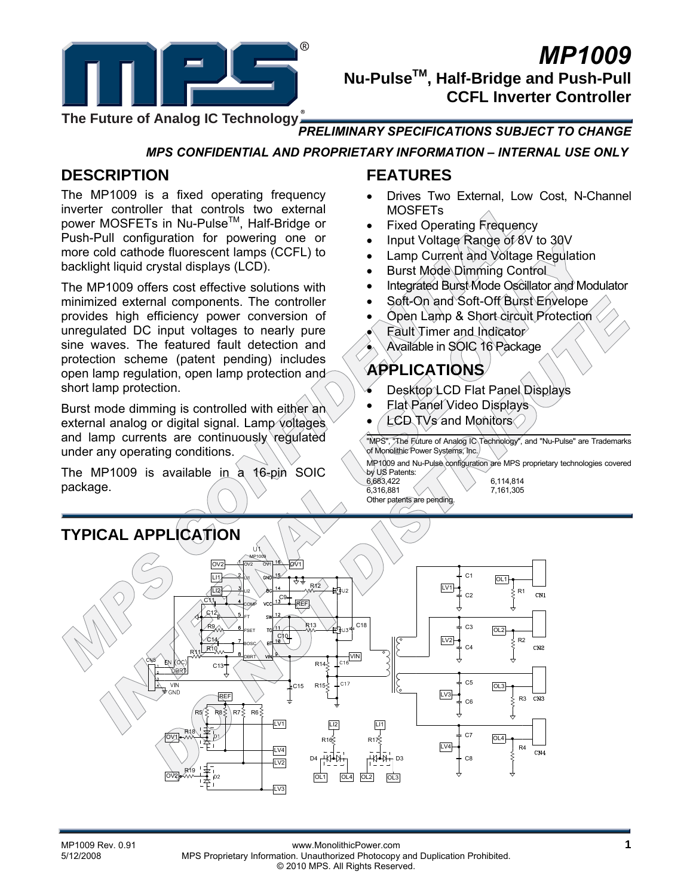# MP1009

## Nu-Pulse™, Half-Bridge and Push-Pull CCFL Inverter Controller

The Future of Analog IC Technology®

*PRELIMINARY SPECIFICATIONS SUBJECT TO CHANGE*

*MPS CONFIDENTIAL AND PROPRIETARY INFORMATION – INTERNAL USE ONLY*

## DESCRIPTION

The MP1009 is a fixed operating frequency inverter controller that controls two external power MOSFETs in Nu-Pulse™, Half-Bridge or Push-Pull configuration for powering one or more cold cathode fluorescent lamps (CCFL) to backlight liquid crystal displays (LCD).

The MP1009 offers cost effective solutions with minimized external components. The controller provides high efficiency power conversion of unregulated DC input voltages to nearly pure sine waves. The featured fault detection and protection scheme (patent pending) includes open lamp regulation, open lamp protection and short lamp protection.

Burst mode dimming is controlled with either an external analog or digital signal. Lamp voltages and lamp currents are continuously regulated under any operating conditions.

The MP1009 is available in a 16-pin SOIC package.

## FEATURES

- Drives Two External, Low Cost, N-Channel MOSFETs
- Fixed Operating Frequency
- Input Voltage Range of 8V to 30V
- Lamp Current and Voltage Regulation
- Burst Mode Dimming Control
- Integrated Burst Mode Oscillator and Modulator
- Soft-On and Soft-Off Burst Envelope
- Open Lamp & Short circuit Protection
- Fault Timer and Indicator
- Available in SOIC 16 Package

## APPLICATIONS

- Desktop LCD Flat Panel Displays
- Flat Panel Video Displays
- LCD TVs and Monitors

"MPS", "The Future of Analog IC Technology", and "Nu-Pulse" are Trademarks of Monolithic Power Systems, Inc.

MP1009 and Nu-Pulse configuration are MPS proprietary technologies covered by US Patents:
6,683,422 6,114,814
6,316,881 7,161,305
Other patents are pending.

## TYPICAL APPLICATION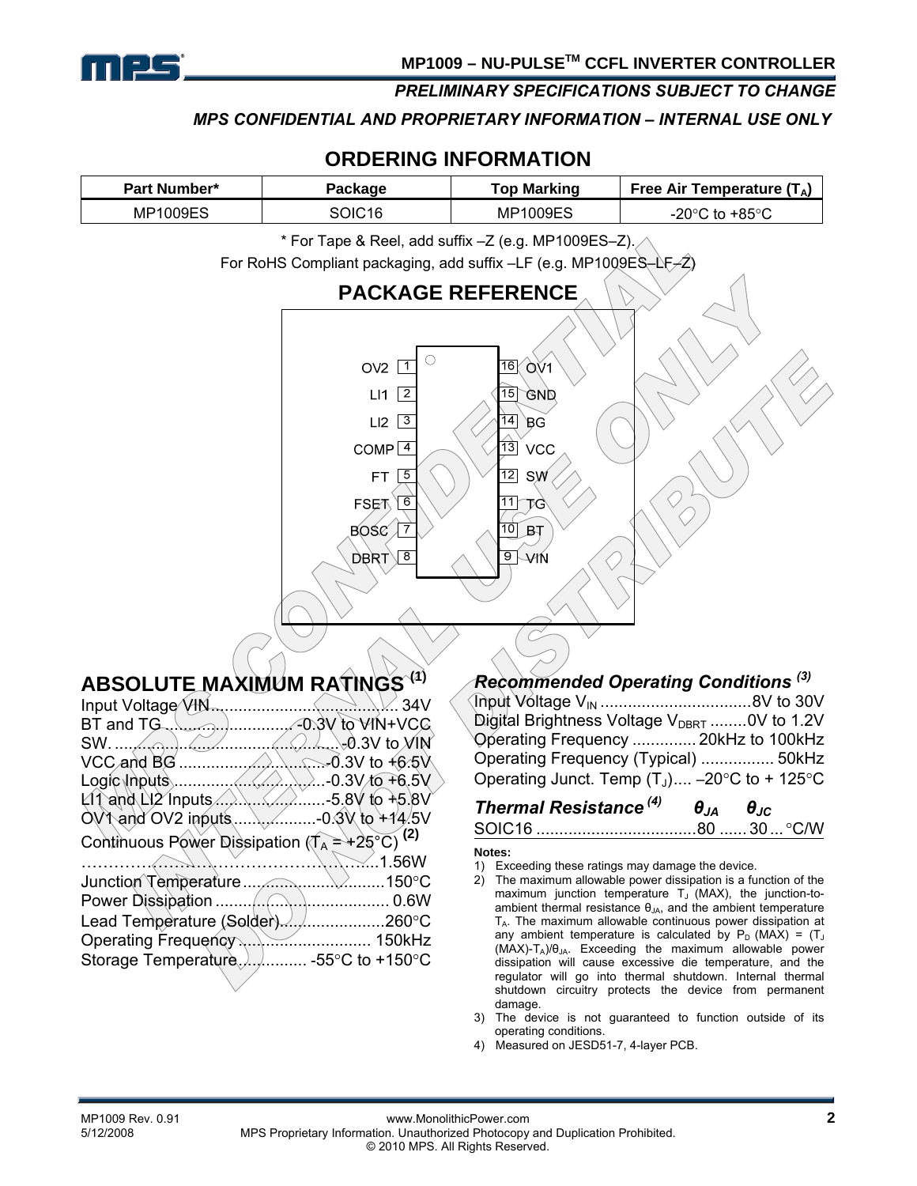## ORDERING INFORMATION

| Part Number* | Package | Top Marking | Free Air Temperature ($T_A$) |
|---|---|---|---|
| MP1009ES | SOIC16 | MP1009ES | -20°C to +85°C |

\* For Tape & Reel, add suffix –Z (e.g. MP1009ES–Z).

For RoHS Compliant packaging, add suffix –LF (e.g. MP1009ES–LF–Z)

## PACKAGE REFERENCE

| Pin | Name | Pin | Name |
|---|---|---|---|
| 1 | OV2 | 16 | OV1 |
| 2 | LI1 | 15 | GND |
| 3 | LI2 | 14 | BG |
| 4 | COMP | 13 | VCC |
| 5 | FT | 12 | SW |
| 6 | FSET | 11 | TG |
| 7 | BOSC | 10 | BT |
| 8 | DBRT | 9 | VIN |

## ABSOLUTE MAXIMUM RATINGS [1]

Input Voltage VIN .......................................... 34V
BT and TG ............................ -0.3V to VIN+VCC
SW. ................................................ -0.3V to VIN
VCC and BG ................................-0.3V to +6.5V
Logic Inputs .................................-0.3V to +6.5V
LI1 and LI2 Inputs .........................-5.8V to +5.8V
OV1 and OV2 inputs ..................-0.3V to +14.5V
Continuous Power Dissipation ($T_A$ = +25°C) [2]
.................................................................1.56W
Junction Temperature ...............................150°C
Power Dissipation ...................................... 0.6W
Lead Temperature (Solder).......................260°C
Operating Frequency ............................ 150kHz
Storage Temperature.............. -55°C to +150°C

### *Recommended Operating Conditions [3]*

Input Voltage $V_{IN}$ ................................8V to 30V
Digital Brightness Voltage $V_{DBRT}$ ........0V to 1.2V
Operating Frequency ............. 20kHz to 100kHz
Operating Frequency (Typical) ................ 50kHz
Operating Junct. Temp ($T_J$).... –20°C to + 125°C

| *Thermal Resistance [4]* | $\theta_{JA}$ | $\theta_{JC}$ | |
|---|---|---|---|
| SOIC16 | 80 | 30 | °C/W |

**Notes:**

1) Exceeding these ratings may damage the device.
2) The maximum allowable power dissipation is a function of the maximum junction temperature $T_J$ (MAX), the junction-to-ambient thermal resistance $\theta_{JA}$, and the ambient temperature $T_A$. The maximum allowable continuous power dissipation at any ambient temperature is calculated by $P_D$ (MAX) = ($T_J$ (MAX)-$T_A$)/$\theta_{JA}$. Exceeding the maximum allowable power dissipation will cause excessive die temperature, and the regulator will go into thermal shutdown. Internal thermal shutdown circuitry protects the device from permanent damage.
3) The device is not guaranteed to function outside of its operating conditions.
4) Measured on JESD51-7, 4-layer PCB.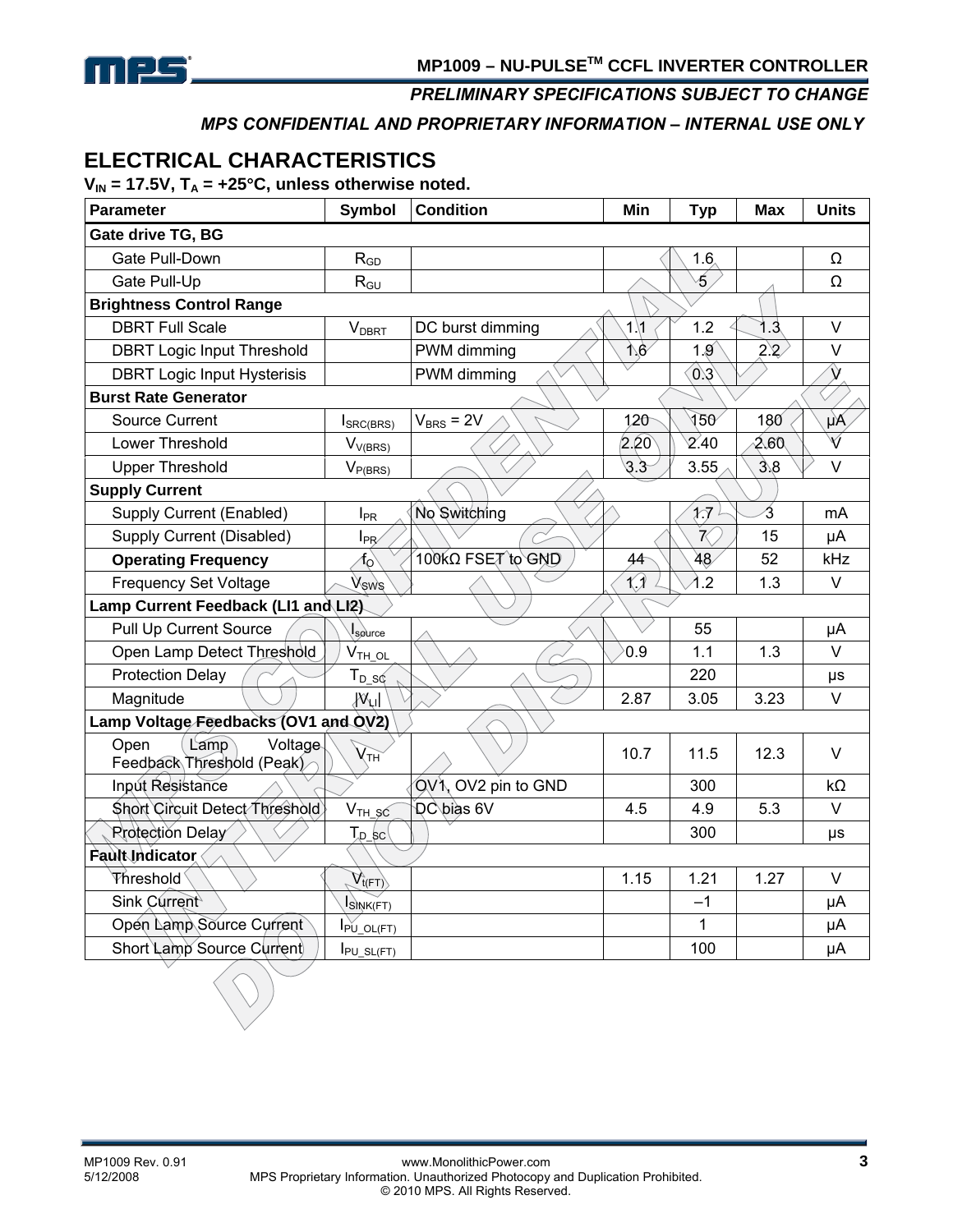## ELECTRICAL CHARACTERISTICS

$V_{IN}$ = 17.5V, $T_A$ = +25°C, unless otherwise noted.

| Parameter | Symbol | Condition | Min | Typ | Max | Units |
|---|---|---|---|---|---|---|
| **Gate drive TG, BG** | | | | | | |
| Gate Pull-Down | $R_{GD}$ | | | 1.6 | | Ω |
| Gate Pull-Up | $R_{GU}$ | | | 5 | | Ω |
| **Brightness Control Range** | | | | | | |
| DBRT Full Scale | $V_{DBRT}$ | DC burst dimming | 1.1 | 1.2 | 1.3 | V |
| DBRT Logic Input Threshold | | PWM dimming | 1.6 | 1.9 | 2.2 | V |
| DBRT Logic Input Hysterisis | | PWM dimming | | 0.3 | | V |
| **Burst Rate Generator** | | | | | | |
| Source Current | $I_{SRC(BRS)}$ | $V_{BRS}$ = 2V | 120 | 150 | 180 | µA |
| Lower Threshold | $V_{V(BRS)}$ | | 2.20 | 2.40 | 2.60 | V |
| Upper Threshold | $V_{P(BRS)}$ | | 3.3 | 3.55 | 3.8 | V |
| **Supply Current** | | | | | | |
| Supply Current (Enabled) | $I_{PR}$ | No Switching | | 1.7 | 3 | mA |
| Supply Current (Disabled) | $I_{PR}$ | | | 7 | 15 | µA |
| **Operating Frequency** | $f_O$ | 100kΩ FSET to GND | 44 | 48 | 52 | kHz |
| Frequency Set Voltage | $V_{SWS}$ | | 1.1 | 1.2 | 1.3 | V |
| **Lamp Current Feedback (LI1 and LI2)** | | | | | | |
| Pull Up Current Source | $I_{source}$ | | | 55 | | µA |
| Open Lamp Detect Threshold | $V_{TH\_OL}$ | | 0.9 | 1.1 | 1.3 | V |
| Protection Delay | $T_{D\_SC}$ | | | 220 | | µs |
| Magnitude | $\|V_{LI}\|$ | | 2.87 | 3.05 | 3.23 | V |
| **Lamp Voltage Feedbacks (OV1 and OV2)** | | | | | | |
| Open Lamp Voltage Feedback Threshold (Peak) | $V_{TH}$ | | 10.7 | 11.5 | 12.3 | V |
| Input Resistance | | OV1, OV2 pin to GND | | 300 | | kΩ |
| Short Circuit Detect Threshold | $V_{TH\_SC}$ | DC bias 6V | 4.5 | 4.9 | 5.3 | V |
| Protection Delay | $T_{D\_SC}$ | | | 300 | | µs |
| **Fault Indicator** | | | | | | |
| Threshold | $V_{t(FT)}$ | | 1.15 | 1.21 | 1.27 | V |
| Sink Current | $I_{SINK(FT)}$ | | | –1 | | µA |
| Open Lamp Source Current | $I_{PU\_OL(FT)}$ | | | 1 | | µA |
| Short Lamp Source Current | $I_{PU\_SL(FT)}$ | | | 100 | | µA |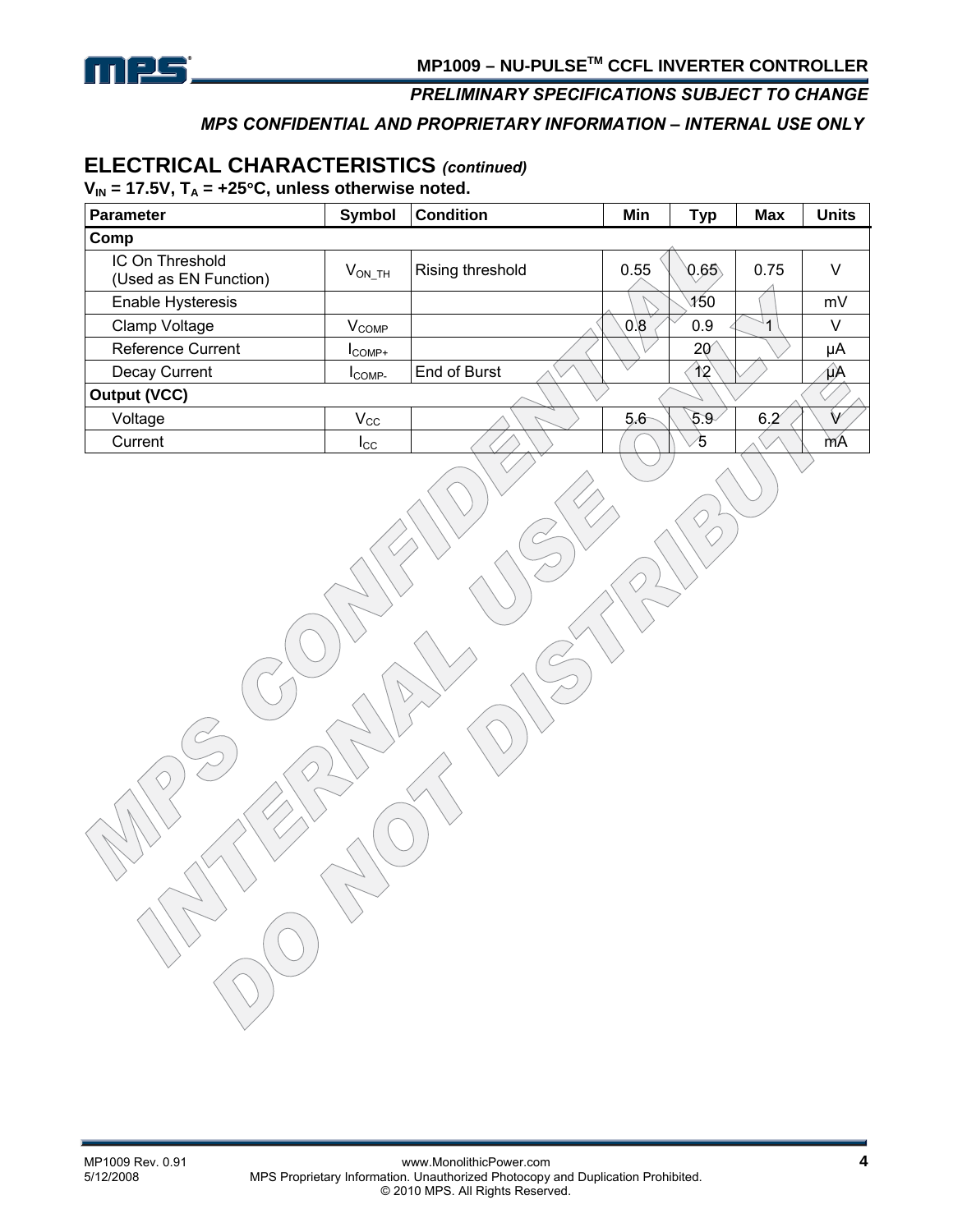## ELECTRICAL CHARACTERISTICS *(continued)*

**$V_{IN}$ = 17.5V, $T_A$ = +25°C, unless otherwise noted.**

| Parameter | Symbol | Condition | Min | Typ | Max | Units |
|---|---|---|---|---|---|---|
| **Comp** | | | | | | |
| IC On Threshold (Used as EN Function) | $V_{ON\_TH}$ | Rising threshold | 0.55 | 0.65 | 0.75 | V |
| Enable Hysteresis | | | | 150 | | mV |
| Clamp Voltage | $V_{COMP}$ | | 0.8 | 0.9 | 1 | V |
| Reference Current | $I_{COMP+}$ | | | 20 | | μA |
| Decay Current | $I_{COMP-}$ | End of Burst | | 12 | | μA |
| **Output (VCC)** | | | | | | |
| Voltage | $V_{CC}$ | | 5.6 | 5.9 | 6.2 | V |
| Current | $I_{CC}$ | | | 5 | | mA |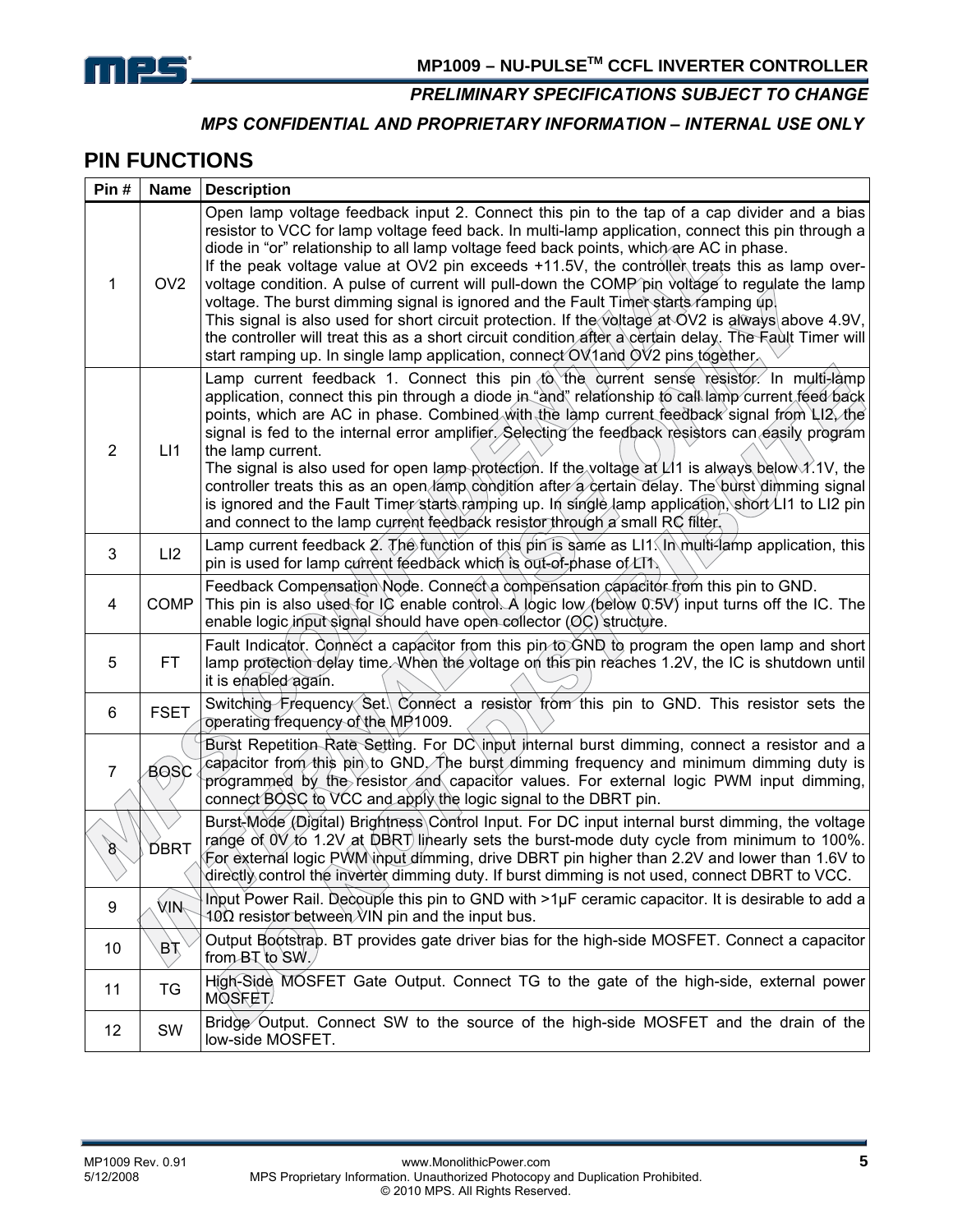## PIN FUNCTIONS

| Pin # | Name | Description |
|---|---|---|
| 1 | OV2 | Open lamp voltage feedback input 2. Connect this pin to the tap of a cap divider and a bias resistor to VCC for lamp voltage feed back. In multi-lamp application, connect this pin through a diode in "or" relationship to all lamp voltage feed back points, which are AC in phase.<br>If the peak voltage value at OV2 pin exceeds +11.5V, the controller treats this as lamp over-voltage condition. A pulse of current will pull-down the COMP pin voltage to regulate the lamp voltage. The burst dimming signal is ignored and the Fault Timer starts ramping up.<br>This signal is also used for short circuit protection. If the voltage at OV2 is always above 4.9V, the controller will treat this as a short circuit condition after a certain delay. The Fault Timer will start ramping up. In single lamp application, connect OV1and OV2 pins together. |
| 2 | LI1 | Lamp current feedback 1. Connect this pin to the current sense resistor. In multi-lamp application, connect this pin through a diode in "and" relationship to call lamp current feed back points, which are AC in phase. Combined with the lamp current feedback signal from LI2, the signal is fed to the internal error amplifier. Selecting the feedback resistors can easily program the lamp current.<br>The signal is also used for open lamp protection. If the voltage at LI1 is always below 1.1V, the controller treats this as an open lamp condition after a certain delay. The burst dimming signal is ignored and the Fault Timer starts ramping up. In single lamp application, short LI1 to LI2 pin and connect to the lamp current feedback resistor through a small RC filter. |
| 3 | LI2 | Lamp current feedback 2. The function of this pin is same as LI1. In multi-lamp application, this pin is used for lamp current feedback which is out-of-phase of LI1. |
| 4 | COMP | Feedback Compensation Node. Connect a compensation capacitor from this pin to GND.<br>This pin is also used for IC enable control. A logic low (below 0.5V) input turns off the IC. The enable logic input signal should have open collector (OC) structure. |
| 5 | FT | Fault Indicator. Connect a capacitor from this pin to GND to program the open lamp and short lamp protection delay time. When the voltage on this pin reaches 1.2V, the IC is shutdown until it is enabled again. |
| 6 | FSET | Switching Frequency Set. Connect a resistor from this pin to GND. This resistor sets the operating frequency of the MP1009. |
| 7 | BOSC | Burst Repetition Rate Setting. For DC input internal burst dimming, connect a resistor and a capacitor from this pin to GND. The burst dimming frequency and minimum dimming duty is programmed by the resistor and capacitor values. For external logic PWM input dimming, connect BOSC to VCC and apply the logic signal to the DBRT pin. |
| 8 | DBRT | Burst-Mode (Digital) Brightness Control Input. For DC input internal burst dimming, the voltage range of 0V to 1.2V at DBRT linearly sets the burst-mode duty cycle from minimum to 100%. For external logic PWM input dimming, drive DBRT pin higher than 2.2V and lower than 1.6V to directly control the inverter dimming duty. If burst dimming is not used, connect DBRT to VCC. |
| 9 | VIN | Input Power Rail. Decouple this pin to GND with >1μF ceramic capacitor. It is desirable to add a 10Ω resistor between VIN pin and the input bus. |
| 10 | BT | Output Bootstrap. BT provides gate driver bias for the high-side MOSFET. Connect a capacitor from BT to SW. |
| 11 | TG | High-Side MOSFET Gate Output. Connect TG to the gate of the high-side, external power MOSFET. |
| 12 | SW | Bridge Output. Connect SW to the source of the high-side MOSFET and the drain of the low-side MOSFET. |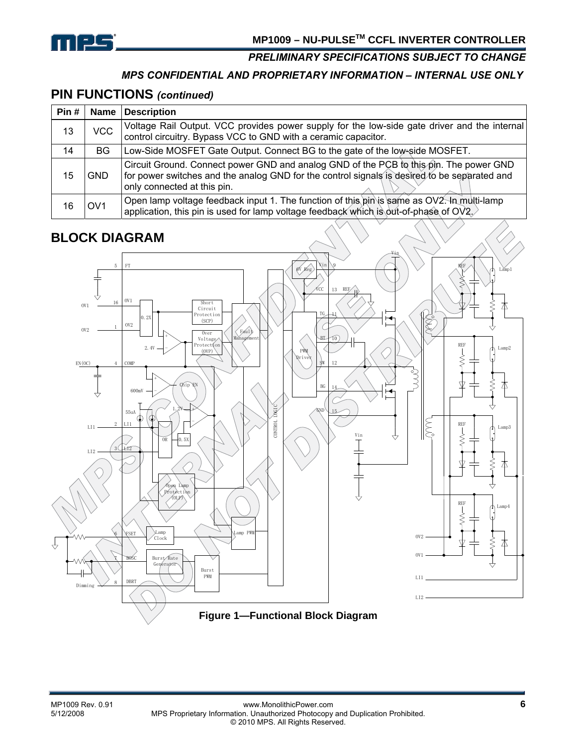## PIN FUNCTIONS *(continued)*

| Pin # | Name | Description |
|---|---|---|
| 13 | VCC | Voltage Rail Output. VCC provides power supply for the low-side gate driver and the internal control circuitry. Bypass VCC to GND with a ceramic capacitor. |
| 14 | BG | Low-Side MOSFET Gate Output. Connect BG to the gate of the low-side MOSFET. |
| 15 | GND | Circuit Ground. Connect power GND and analog GND of the PCB to this pin. The power GND for power switches and the analog GND for the control signals is desired to be separated and only connected at this pin. |
| 16 | OV1 | Open lamp voltage feedback input 1. The function of this pin is same as OV2. In multi-lamp application, this pin is used for lamp voltage feedback which is out-of-phase of OV2. |

## BLOCK DIAGRAM

**Figure 1—Functional Block Diagram**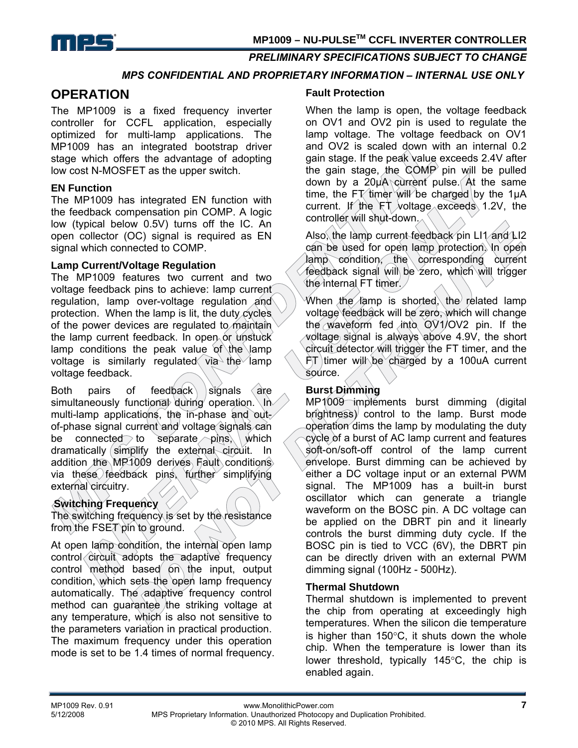## OPERATION

The MP1009 is a fixed frequency inverter controller for CCFL application, especially optimized for multi-lamp applications. The MP1009 has an integrated bootstrap driver stage which offers the advantage of adopting low cost N-MOSFET as the upper switch.

### EN Function

The MP1009 has integrated EN function with the feedback compensation pin COMP. A logic low (typical below 0.5V) turns off the IC. An open collector (OC) signal is required as EN signal which connected to COMP.

### Lamp Current/Voltage Regulation

The MP1009 features two current and two voltage feedback pins to achieve: lamp current regulation, lamp over-voltage regulation and protection. When the lamp is lit, the duty cycles of the power devices are regulated to maintain the lamp current feedback. In open or unstuck lamp conditions the peak value of the lamp voltage is similarly regulated via the lamp voltage feedback.

Both pairs of feedback signals are simultaneously functional during operation. In multi-lamp applications, the in-phase and out-of-phase signal current and voltage signals can be connected to separate pins, which dramatically simplify the external circuit. In addition the MP1009 derives Fault conditions via these feedback pins, further simplifying external circuitry.

### Switching Frequency

The switching frequency is set by the resistance from the FSET pin to ground.

At open lamp condition, the internal open lamp control circuit adopts the adaptive frequency control method based on the input, output condition, which sets the open lamp frequency automatically. The adaptive frequency control method can guarantee the striking voltage at any temperature, which is also not sensitive to the parameters variation in practical production. The maximum frequency under this operation mode is set to be 1.4 times of normal frequency.

### Fault Protection

When the lamp is open, the voltage feedback on OV1 and OV2 pin is used to regulate the lamp voltage. The voltage feedback on OV1 and OV2 is scaled down with an internal 0.2 gain stage. If the peak value exceeds 2.4V after the gain stage, the COMP pin will be pulled down by a 20µA current pulse. At the same time, the FT timer will be charged by the 1µA current. If the FT voltage exceeds 1.2V, the controller will shut-down.

Also, the lamp current feedback pin LI1 and LI2 can be used for open lamp protection. In open lamp condition, the corresponding current feedback signal will be zero, which will trigger the internal FT timer.

When the lamp is shorted, the related lamp voltage feedback will be zero, which will change the waveform fed into OV1/OV2 pin. If the voltage signal is always above 4.9V, the short circuit detector will trigger the FT timer, and the FT timer will be charged by a 100uA current source.

### Burst Dimming

MP1009 implements burst dimming (digital brightness) control to the lamp. Burst mode operation dims the lamp by modulating the duty cycle of a burst of AC lamp current and features soft-on/soft-off control of the lamp current envelope. Burst dimming can be achieved by either a DC voltage input or an external PWM signal. The MP1009 has a built-in burst oscillator which can generate a triangle waveform on the BOSC pin. A DC voltage can be applied on the DBRT pin and it linearly controls the burst dimming duty cycle. If the BOSC pin is tied to VCC (6V), the DBRT pin can be directly driven with an external PWM dimming signal (100Hz - 500Hz).

### Thermal Shutdown

Thermal shutdown is implemented to prevent the chip from operating at exceedingly high temperatures. When the silicon die temperature is higher than 150°C, it shuts down the whole chip. When the temperature is lower than its lower threshold, typically 145°C, the chip is enabled again.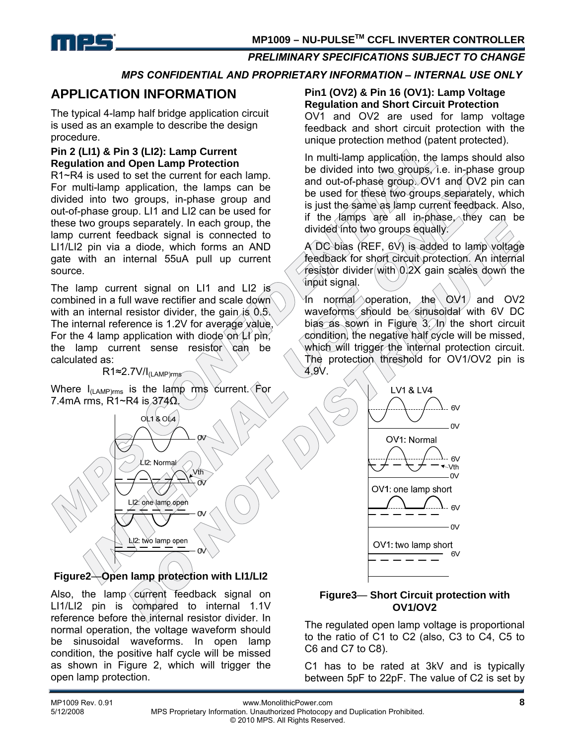## APPLICATION INFORMATION

The typical 4-lamp half bridge application circuit is used as an example to describe the design procedure.

### Pin 2 (LI1) & Pin 3 (LI2): Lamp Current Regulation and Open Lamp Protection

R1~R4 is used to set the current for each lamp. For multi-lamp application, the lamps can be divided into two groups, in-phase group and out-of-phase group. LI1 and LI2 can be used for these two groups separately. In each group, the lamp current feedback signal is connected to LI1/LI2 pin via a diode, which forms an AND gate with an internal 55uA pull up current source.

The lamp current signal on LI1 and LI2 is combined in a full wave rectifier and scale down with an internal resistor divider, the gain is 0.5. The internal reference is 1.2V for average value, For the 4 lamp application with diode on LI pin, the lamp current sense resistor can be calculated as:

$$R1 \approx 2.7V / I_{(LAMP)rms}$$

Where $I_{(LAMP)rms}$ is the lamp rms current. For 7.4mA rms, R1~R4 is 374Ω.

**Figure2—Open lamp protection with LI1/LI2**

Also, the lamp current feedback signal on LI1/LI2 pin is compared to internal 1.1V reference before the internal resistor divider. In normal operation, the voltage waveform should be sinusoidal waveforms. In open lamp condition, the positive half cycle will be missed as shown in Figure 2, which will trigger the open lamp protection.

### Pin1 (OV2) & Pin 16 (OV1): Lamp Voltage Regulation and Short Circuit Protection

OV1 and OV2 are used for lamp voltage feedback and short circuit protection with the unique protection method (patent protected).

In multi-lamp application, the lamps should also be divided into two groups, i.e. in-phase group and out-of-phase group. OV1 and OV2 pin can be used for these two groups separately, which is just the same as lamp current feedback. Also, if the lamps are all in-phase, they can be divided into two groups equally.

A DC bias (REF, 6V) is added to lamp voltage feedback for short circuit protection. An internal resistor divider with 0.2X gain scales down the input signal.

In normal operation, the OV1 and OV2 waveforms should be sinusoidal with 6V DC bias as sown in Figure 3. In the short circuit condition, the negative half cycle will be missed, which will trigger the internal protection circuit. The protection threshold for OV1/OV2 pin is 4.9V.

**Figure3— Short Circuit protection with OV1/OV2**

The regulated open lamp voltage is proportional to the ratio of C1 to C2 (also, C3 to C4, C5 to C6 and C7 to C8).

C1 has to be rated at 3kV and is typically between 5pF to 22pF. The value of C2 is set by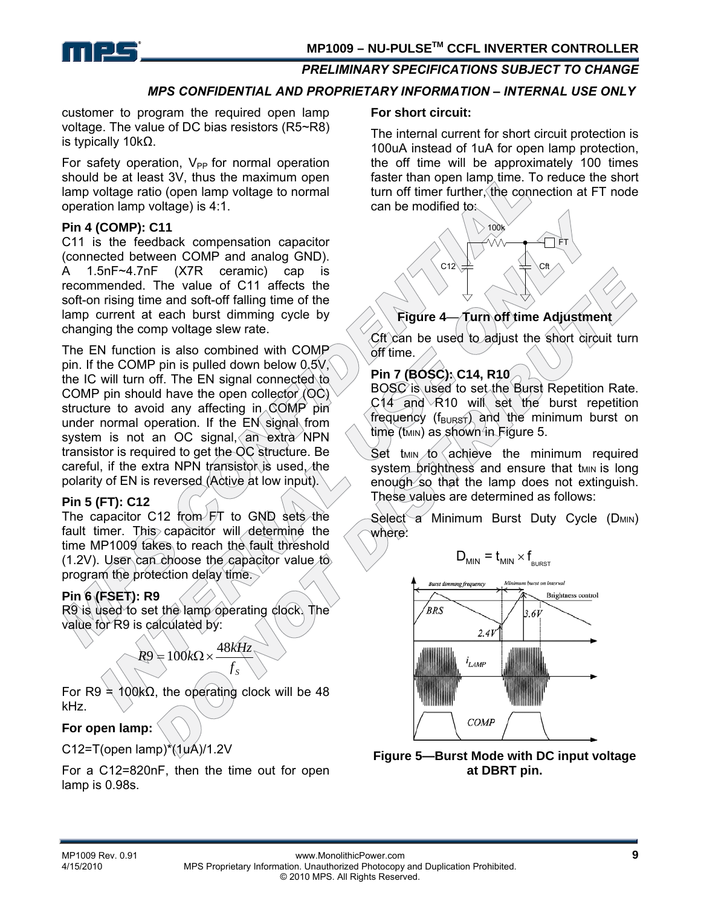customer to program the required open lamp voltage. The value of DC bias resistors (R5~R8) is typically 10kΩ.

For safety operation, $V_{PP}$ for normal operation should be at least 3V, thus the maximum open lamp voltage ratio (open lamp voltage to normal operation lamp voltage) is 4:1.

**Pin 4 (COMP): C11**

C11 is the feedback compensation capacitor (connected between COMP and analog GND). A 1.5nF~4.7nF (X7R ceramic) cap is recommended. The value of C11 affects the soft-on rising time and soft-off falling time of the lamp current at each burst dimming cycle by changing the comp voltage slew rate.

The EN function is also combined with COMP pin. If the COMP pin is pulled down below 0.5V, the IC will turn off. The EN signal connected to COMP pin should have the open collector (OC) structure to avoid any affecting in COMP pin under normal operation. If the EN signal from system is not an OC signal, an extra NPN transistor is required to get the OC structure. Be careful, if the extra NPN transistor is used, the polarity of EN is reversed (Active at low input).

**Pin 5 (FT): C12**

The capacitor C12 from FT to GND sets the fault timer. This capacitor will determine the time MP1009 takes to reach the fault threshold (1.2V). User can choose the capacitor value to program the protection delay time.

**Pin 6 (FSET): R9**

R9 is used to set the lamp operating clock. The value for R9 is calculated by:

$$R9 = 100k\Omega \times \frac{48kHz}{f_S}$$

For R9 = 100kΩ, the operating clock will be 48 kHz.

**For open lamp:**

C12=T(open lamp)*(1uA)/1.2V

For a C12=820nF, then the time out for open lamp is 0.98s.

**For short circuit:**

The internal current for short circuit protection is 100uA instead of 1uA for open lamp protection, the off time will be approximately 100 times faster than open lamp time. To reduce the short turn off timer further, the connection at FT node can be modified to:

**Figure 4—Turn off time Adjustment**

Cft can be used to adjust the short circuit turn off time.

**Pin 7 (BOSC): C14, R10**

BOSC is used to set the Burst Repetition Rate. C14 and R10 will set the burst repetition frequency ($f_{BURST}$) and the minimum burst on time ($t_{MIN}$) as shown in Figure 5.

Set $t_{MIN}$ to achieve the minimum required system brightness and ensure that $t_{MIN}$ is long enough so that the lamp does not extinguish. These values are determined as follows:

Select a Minimum Burst Duty Cycle ($D_{MIN}$) where:

$$D_{MIN} = t_{MIN} \times f_{BURST}$$

**Figure 5—Burst Mode with DC input voltage at DBRT pin.**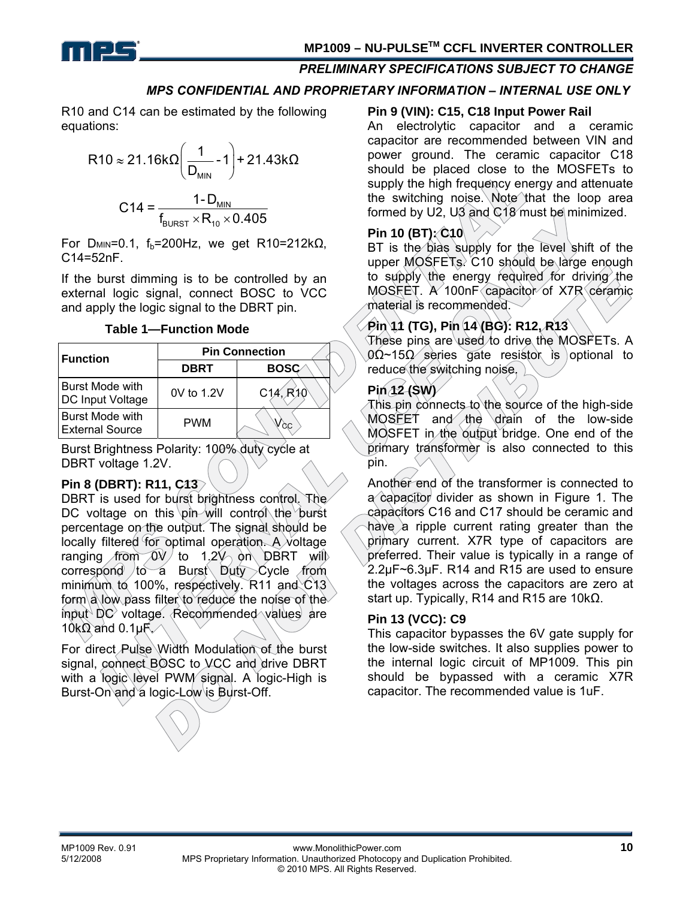R10 and C14 can be estimated by the following equations:

$$R10 \approx 21.16k\Omega\left(\frac{1}{D_{MIN}} - 1\right) + 21.43k\Omega$$

$$C14 = \frac{1 - D_{MIN}}{f_{BURST} \times R_{10} \times 0.405}$$

For $D_{MIN}$=0.1, $f_b$=200Hz, we get R10=212kΩ, C14=52nF.

If the burst dimming is to be controlled by an external logic signal, connect BOSC to VCC and apply the logic signal to the DBRT pin.

**Table 1—Function Mode**

| Function | Pin Connection | |
|---|---|---|
| | DBRT | BOSC |
| Burst Mode with DC Input Voltage | 0V to 1.2V | C14, R10 |
| Burst Mode with External Source | PWM | $V_{CC}$ |

Burst Brightness Polarity: 100% duty cycle at DBRT voltage 1.2V.

### Pin 8 (DBRT): R11, C13

DBRT is used for burst brightness control. The DC voltage on this pin will control the burst percentage on the output. The signal should be locally filtered for optimal operation. A voltage ranging from 0V to 1.2V on DBRT will correspond to a Burst Duty Cycle from minimum to 100%, respectively. R11 and C13 form a low pass filter to reduce the noise of the input DC voltage. Recommended values are 10kΩ and 0.1µF.

For direct Pulse Width Modulation of the burst signal, connect BOSC to VCC and drive DBRT with a logic level PWM signal. A logic-High is Burst-On and a logic-Low is Burst-Off.

### Pin 9 (VIN): C15, C18 Input Power Rail

An electrolytic capacitor and a ceramic capacitor are recommended between VIN and power ground. The ceramic capacitor C18 should be placed close to the MOSFETs to supply the high frequency energy and attenuate the switching noise. Note that the loop area formed by U2, U3 and C18 must be minimized.

### Pin 10 (BT): C10

BT is the bias supply for the level shift of the upper MOSFETs. C10 should be large enough to supply the energy required for driving the MOSFET. A 100nF capacitor of X7R ceramic material is recommended.

### Pin 11 (TG), Pin 14 (BG): R12, R13

These pins are used to drive the MOSFETs. A 0Ω~15Ω series gate resistor is optional to reduce the switching noise.

### Pin 12 (SW)

This pin connects to the source of the high-side MOSFET and the drain of the low-side MOSFET in the output bridge. One end of the primary transformer is also connected to this pin.

Another end of the transformer is connected to a capacitor divider as shown in Figure 1. The capacitors C16 and C17 should be ceramic and have a ripple current rating greater than the primary current. X7R type of capacitors are preferred. Their value is typically in a range of 2.2µF~6.3µF. R14 and R15 are used to ensure the voltages across the capacitors are zero at start up. Typically, R14 and R15 are 10kΩ.

### Pin 13 (VCC): C9

This capacitor bypasses the 6V gate supply for the low-side switches. It also supplies power to the internal logic circuit of MP1009. This pin should be bypassed with a ceramic X7R capacitor. The recommended value is 1uF.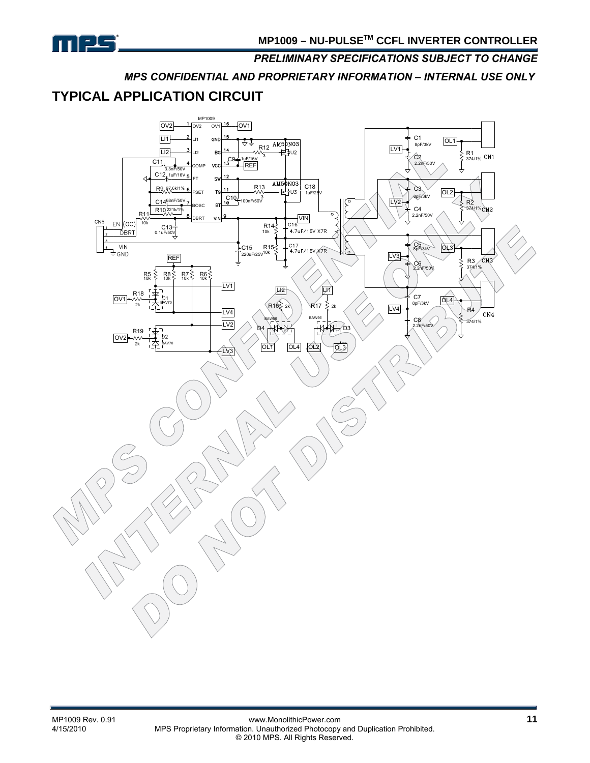# TYPICAL APPLICATION CIRCUIT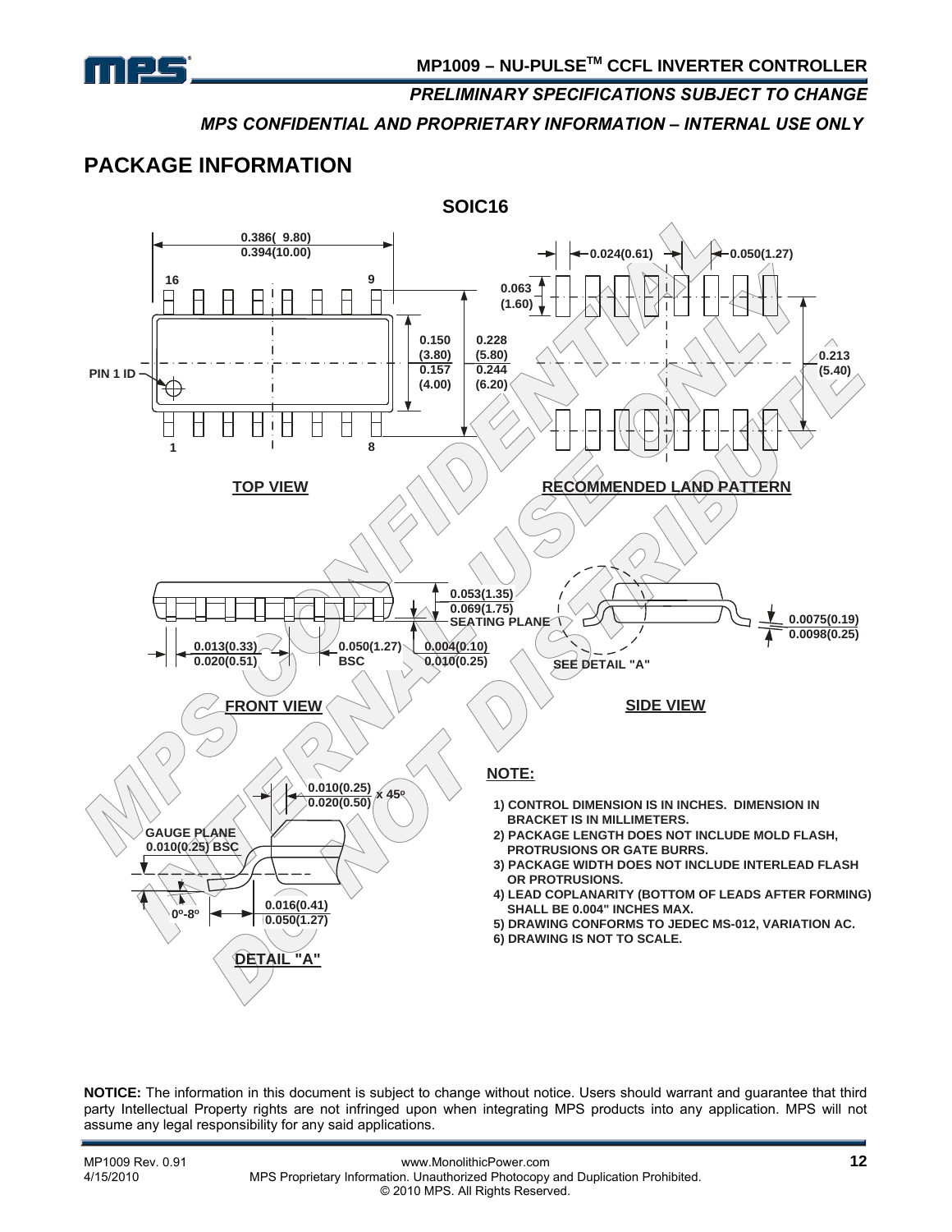## PACKAGE INFORMATION

**SOIC16**

0.386( 9.80)
0.394(10.00)

16
9
PIN 1 ID
1
8

0.150 (3.80)
0.157 (4.00)

0.228 (5.80)
0.244 (6.20)

**TOP VIEW**

0.024(0.61)
0.050(1.27)
0.063 (1.60)
0.213 (5.40)

**RECOMMENDED LAND PATTERN**

0.053(1.35)
0.069(1.75)
SEATING PLANE
0.013(0.33)
0.020(0.51)
0.050(1.27) BSC
0.004(0.10)
0.010(0.25)

**FRONT VIEW**

0.0075(0.19)
0.0098(0.25)
SEE DETAIL "A"

**SIDE VIEW**

0.010(0.25)
0.020(0.50)
x 45°
GAUGE PLANE
0.010(0.25) BSC
0°-8°
0.016(0.41)
0.050(1.27)

**DETAIL "A"**

**NOTE:**

1) CONTROL DIMENSION IS IN INCHES. DIMENSION IN BRACKET IS IN MILLIMETERS.
2) PACKAGE LENGTH DOES NOT INCLUDE MOLD FLASH, PROTRUSIONS OR GATE BURRS.
3) PACKAGE WIDTH DOES NOT INCLUDE INTERLEAD FLASH OR PROTRUSIONS.
4) LEAD COPLANARITY (BOTTOM OF LEADS AFTER FORMING) SHALL BE 0.004" INCHES MAX.
5) DRAWING CONFORMS TO JEDEC MS-012, VARIATION AC.
6) DRAWING IS NOT TO SCALE.

**NOTICE:** The information in this document is subject to change without notice. Users should warrant and guarantee that third party Intellectual Property rights are not infringed upon when integrating MPS products into any application. MPS will not assume any legal responsibility for any said applications.